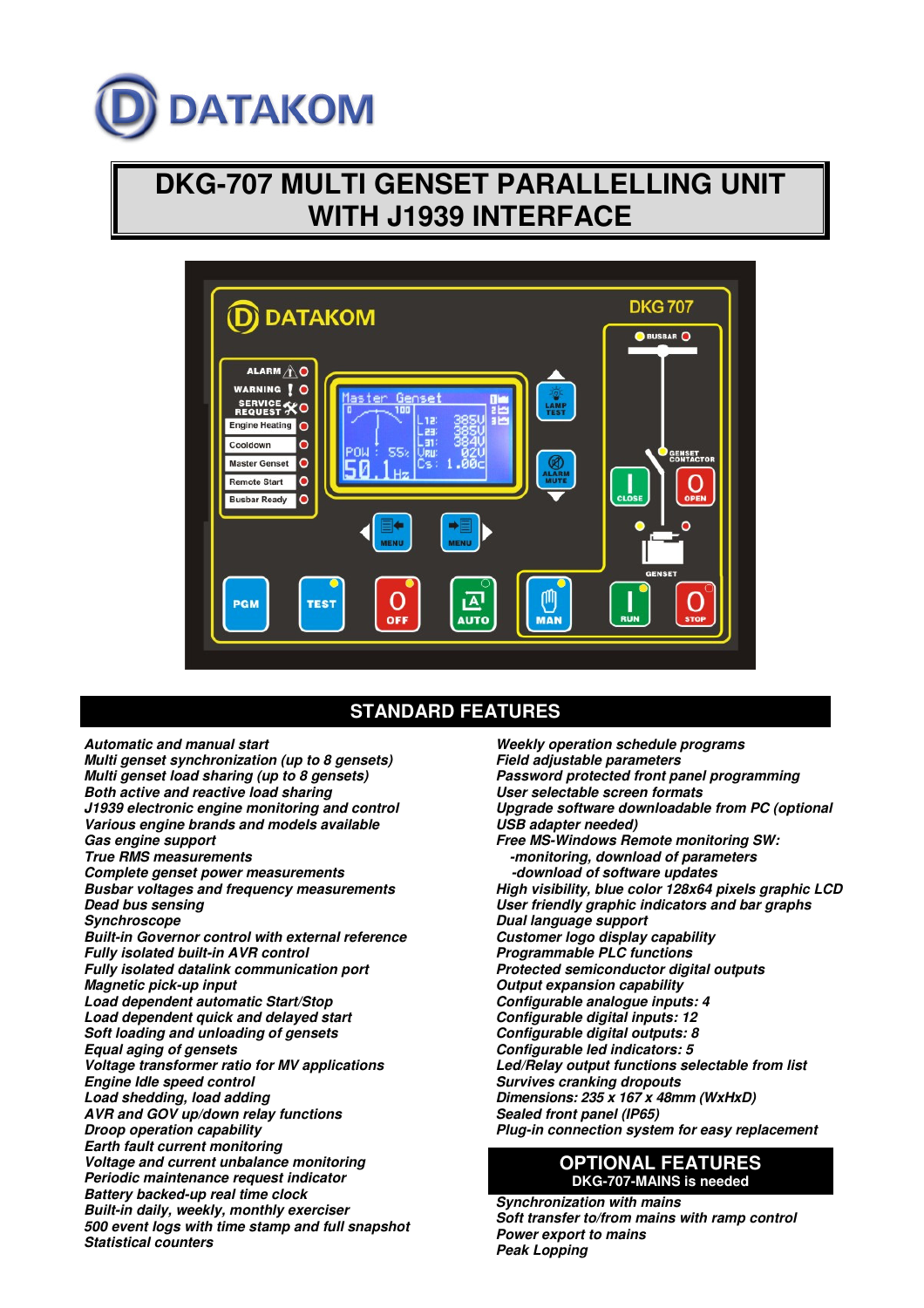# DATAKOM

# DKG-707 MULTI GENSET PARALLELLING UNIT WITH J1939 INTERFACE

## STANDARD FEATURES

*Automatic and manual start*
*Multi genset synchronization (up to 8 gensets)*
*Multi genset load sharing (up to 8 gensets)*
*Both active and reactive load sharing*
*J1939 electronic engine monitoring and control*
*Various engine brands and models available*
*Gas engine support*
*True RMS measurements*
*Complete genset power measurements*
*Busbar voltages and frequency measurements*
*Dead bus sensing*
*Synchroscope*
*Built-in Governor control with external reference*
*Fully isolated built-in AVR control*
*Fully isolated datalink communication port*
*Magnetic pick-up input*
*Load dependent automatic Start/Stop*
*Load dependent quick and delayed start*
*Soft loading and unloading of gensets*
*Equal aging of gensets*
*Voltage transformer ratio for MV applications*
*Engine Idle speed control*
*Load shedding, load adding*
*AVR and GOV up/down relay functions*
*Droop operation capability*
*Earth fault current monitoring*
*Voltage and current unbalance monitoring*
*Periodic maintenance request indicator*
*Battery backed-up real time clock*
*Built-in daily, weekly, monthly exerciser*
*500 event logs with time stamp and full snapshot*
*Statistical counters*
*Weekly operation schedule programs*
*Field adjustable parameters*
*Password protected front panel programming*
*User selectable screen formats*
*Upgrade software downloadable from PC (optional USB adapter needed)*
*Free MS-Windows Remote monitoring SW:*
*-monitoring, download of parameters*
*-download of software updates*
*High visibility, blue color 128x64 pixels graphic LCD*
*User friendly graphic indicators and bar graphs*
*Dual language support*
*Customer logo display capability*
*Programmable PLC functions*
*Protected semiconductor digital outputs*
*Output expansion capability*
*Configurable analogue inputs: 4*
*Configurable digital inputs: 12*
*Configurable digital outputs: 8*
*Configurable led indicators: 5*
*Led/Relay output functions selectable from list*
*Survives cranking dropouts*
*Dimensions: 235 x 167 x 48mm (WxHxD)*
*Sealed front panel (IP65)*
*Plug-in connection system for easy replacement*

## OPTIONAL FEATURES

**DKG-707-MAINS is needed**

*Synchronization with mains*
*Soft transfer to/from mains with ramp control*
*Power export to mains*
*Peak Lopping*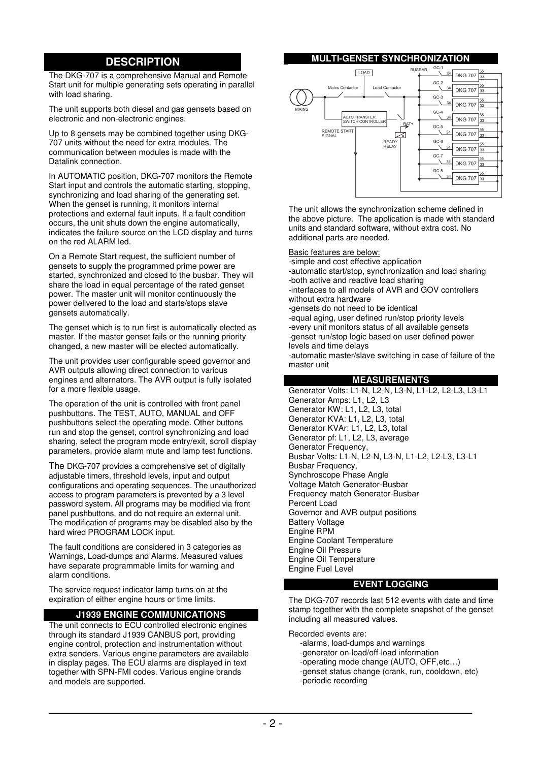## DESCRIPTION

The DKG-707 is a comprehensive Manual and Remote Start unit for multiple generating sets operating in parallel with load sharing.

The unit supports both diesel and gas gensets based on electronic and non-electronic engines.

Up to 8 gensets may be combined together using DKG-707 units without the need for extra modules. The communication between modules is made with the Datalink connection.

In AUTOMATIC position, DKG-707 monitors the Remote Start input and controls the automatic starting, stopping, synchronizing and load sharing of the generating set. When the genset is running, it monitors internal protections and external fault inputs. If a fault condition occurs, the unit shuts down the engine automatically, indicates the failure source on the LCD display and turns on the red ALARM led.

On a Remote Start request, the sufficient number of gensets to supply the programmed prime power are started, synchronized and closed to the busbar. They will share the load in equal percentage of the rated genset power. The master unit will monitor continuously the power delivered to the load and starts/stops slave gensets automatically.

The genset which is to run first is automatically elected as master. If the master genset fails or the running priority changed, a new master will be elected automatically.

The unit provides user configurable speed governor and AVR outputs allowing direct connection to various engines and alternators. The AVR output is fully isolated for a more flexible usage.

The operation of the unit is controlled with front panel pushbuttons. The TEST, AUTO, MANUAL and OFF pushbuttons select the operating mode. Other buttons run and stop the genset, control synchronizing and load sharing, select the program mode entry/exit, scroll display parameters, provide alarm mute and lamp test functions.

The DKG-707 provides a comprehensive set of digitally adjustable timers, threshold levels, input and output configurations and operating sequences. The unauthorized access to program parameters is prevented by a 3 level password system. All programs may be modified via front panel pushbuttons, and do not require an external unit. The modification of programs may be disabled also by the hard wired PROGRAM LOCK input.

The fault conditions are considered in 3 categories as Warnings, Load-dumps and Alarms. Measured values have separate programmable limits for warning and alarm conditions.

The service request indicator lamp turns on at the expiration of either engine hours or time limits.

## J1939 ENGINE COMMUNICATIONS

The unit connects to ECU controlled electronic engines through its standard J1939 CANBUS port, providing engine control, protection and instrumentation without extra senders. Various engine parameters are available in display pages. The ECU alarms are displayed in text together with SPN-FMI codes. Various engine brands and models are supported.

## MULTI-GENSET SYNCHRONIZATION

LOAD, BUSBAR, MAINS, Mains Contactor, Load Contactor, AUTO TRANSFER SWITCH CONTROLLER, REMOTE START SIGNAL, READY RELAY, BAT+, GC-1 ... GC-8, DKG 707 (x8), 34, 55, 33

The unit allows the synchronization scheme defined in the above picture. The application is made with standard units and standard software, without extra cost. No additional parts are needed.

Basic features are below:

- simple and cost effective application
- automatic start/stop, synchronization and load sharing
- both active and reactive load sharing
- interfaces to all models of AVR and GOV controllers without extra hardware
- gensets do not need to be identical
- equal aging, user defined run/stop priority levels
- every unit monitors status of all available gensets
- genset run/stop logic based on user defined power levels and time delays
- automatic master/slave switching in case of failure of the master unit

## MEASUREMENTS

Generator Volts: L1-N, L2-N, L3-N, L1-L2, L2-L3, L3-L1
Generator Amps: L1, L2, L3
Generator KW: L1, L2, L3, total
Generator KVA: L1, L2, L3, total
Generator KVAr: L1, L2, L3, total
Generator pf: L1, L2, L3, average
Generator Frequency,
Busbar Volts: L1-N, L2-N, L3-N, L1-L2, L2-L3, L3-L1
Busbar Frequency,
Synchroscope Phase Angle
Voltage Match Generator-Busbar
Frequency match Generator-Busbar
Percent Load
Governor and AVR output positions
Battery Voltage
Engine RPM
Engine Coolant Temperature
Engine Oil Pressure
Engine Oil Temperature
Engine Fuel Level

## EVENT LOGGING

The DKG-707 records last 512 events with date and time stamp together with the complete snapshot of the genset including all measured values.

Recorded events are:

- alarms, load-dumps and warnings
- generator on-load/off-load information
- operating mode change (AUTO, OFF,etc…)
- genset status change (crank, run, cooldown, etc)
- periodic recording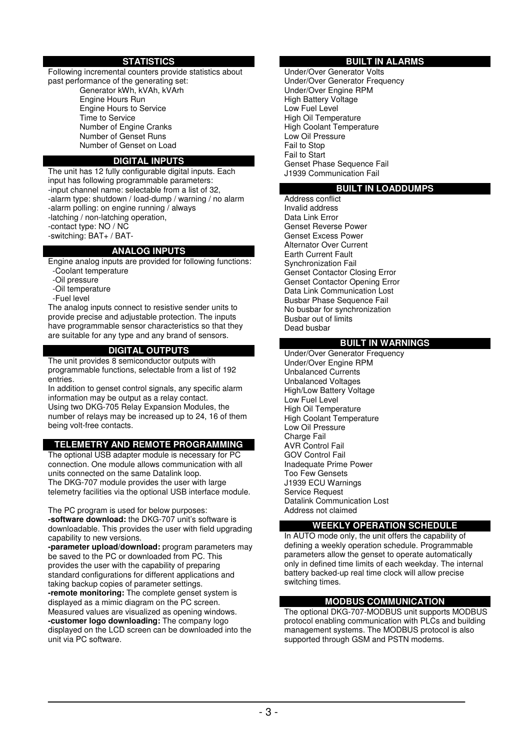## STATISTICS

Following incremental counters provide statistics about past performance of the generating set:

- Generator kWh, kVAh, kVArh
- Engine Hours Run
- Engine Hours to Service
- Time to Service
- Number of Engine Cranks
- Number of Genset Runs
- Number of Genset on Load

## DIGITAL INPUTS

The unit has 12 fully configurable digital inputs. Each input has following programmable parameters:

-input channel name: selectable from a list of 32,
-alarm type: shutdown / load-dump / warning / no alarm
-alarm polling: on engine running / always
-latching / non-latching operation,
-contact type: NO / NC
-switching: BAT+ / BAT-

## ANALOG INPUTS

Engine analog inputs are provided for following functions:

-Coolant temperature
-Oil pressure
-Oil temperature
-Fuel level

The analog inputs connect to resistive sender units to provide precise and adjustable protection. The inputs have programmable sensor characteristics so that they are suitable for any type and any brand of sensors.

## DIGITAL OUTPUTS

The unit provides 8 semiconductor outputs with programmable functions, selectable from a list of 192 entries.

In addition to genset control signals, any specific alarm information may be output as a relay contact.

Using two DKG-705 Relay Expansion Modules, the number of relays may be increased up to 24, 16 of them being volt-free contacts.

## TELEMETRY AND REMOTE PROGRAMMING

The optional USB adapter module is necessary for PC connection. One module allows communication with all units connected on the same Datalink loop.

The DKG-707 module provides the user with large telemetry facilities via the optional USB interface module.

The PC program is used for below purposes:

**-software download:** the DKG-707 unit's software is downloadable. This provides the user with field upgrading capability to new versions.

**-parameter upload/download:** program parameters may be saved to the PC or downloaded from PC. This provides the user with the capability of preparing standard configurations for different applications and taking backup copies of parameter settings.

**-remote monitoring:** The complete genset system is displayed as a mimic diagram on the PC screen. Measured values are visualized as opening windows.

**-customer logo downloading:** The company logo displayed on the LCD screen can be downloaded into the unit via PC software.

## BUILT IN ALARMS

- Under/Over Generator Volts
- Under/Over Generator Frequency
- Under/Over Engine RPM
- High Battery Voltage
- Low Fuel Level
- High Oil Temperature
- High Coolant Temperature
- Low Oil Pressure
- Fail to Stop
- Fail to Start
- Genset Phase Sequence Fail
- J1939 Communication Fail

## BUILT IN LOADDUMPS

- Address conflict
- Invalid address
- Data Link Error
- Genset Reverse Power
- Genset Excess Power
- Alternator Over Current
- Earth Current Fault
- Synchronization Fail
- Genset Contactor Closing Error
- Genset Contactor Opening Error
- Data Link Communication Lost
- Busbar Phase Sequence Fail
- No busbar for synchronization
- Busbar out of limits
- Dead busbar

## BUILT IN WARNINGS

- Under/Over Generator Frequency
- Under/Over Engine RPM
- Unbalanced Currents
- Unbalanced Voltages
- High/Low Battery Voltage
- Low Fuel Level
- High Oil Temperature
- High Coolant Temperature
- Low Oil Pressure
- Charge Fail
- AVR Control Fail
- GOV Control Fail
- Inadequate Prime Power
- Too Few Gensets
- J1939 ECU Warnings
- Service Request
- Datalink Communication Lost
- Address not claimed

## WEEKLY OPERATION SCHEDULE

In AUTO mode only, the unit offers the capability of defining a weekly operation schedule. Programmable parameters allow the genset to operate automatically only in defined time limits of each weekday. The internal battery backed-up real time clock will allow precise switching times.

## MODBUS COMMUNICATION

The optional DKG-707-MODBUS unit supports MODBUS protocol enabling communication with PLCs and building management systems. The MODBUS protocol is also supported through GSM and PSTN modems.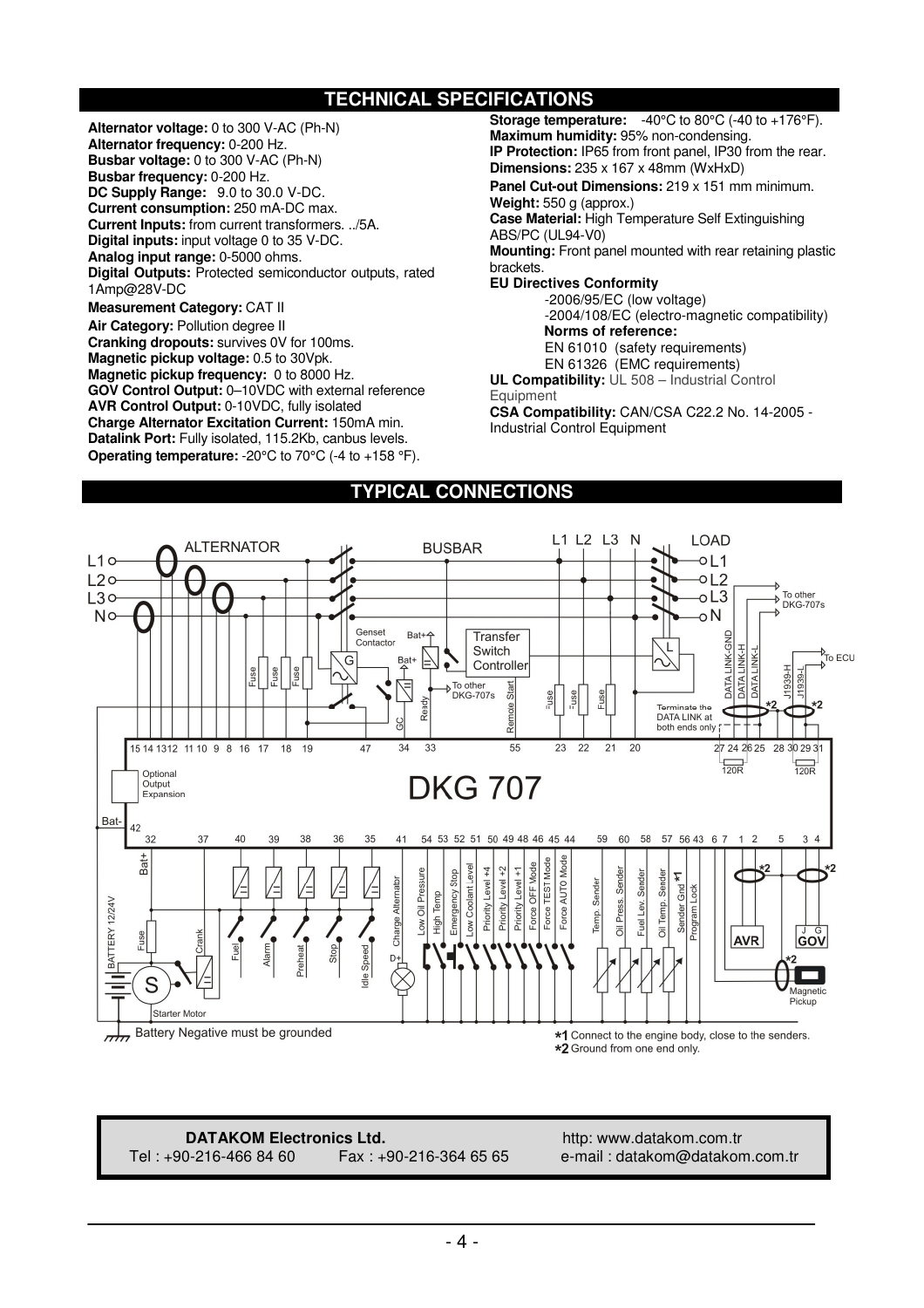## TECHNICAL SPECIFICATIONS

**Alternator voltage:** 0 to 300 V-AC (Ph-N)
**Alternator frequency:** 0-200 Hz.
**Busbar voltage:** 0 to 300 V-AC (Ph-N)
**Busbar frequency:** 0-200 Hz.
**DC Supply Range:** 9.0 to 30.0 V-DC.
**Current consumption:** 250 mA-DC max.
**Current Inputs:** from current transformers. ../5A.
**Digital inputs:** input voltage 0 to 35 V-DC.
**Analog input range:** 0-5000 ohms.
**Digital Outputs:** Protected semiconductor outputs, rated 1Amp@28V-DC
**Measurement Category:** CAT II
**Air Category:** Pollution degree II
**Cranking dropouts:** survives 0V for 100ms.
**Magnetic pickup voltage:** 0.5 to 30Vpk.
**Magnetic pickup frequency:** 0 to 8000 Hz.
**GOV Control Output:** 0–10VDC with external reference
**AVR Control Output:** 0-10VDC, fully isolated
**Charge Alternator Excitation Current:** 150mA min.
**Datalink Port:** Fully isolated, 115.2Kb, canbus levels.
**Operating temperature:** -20°C to 70°C (-4 to +158 °F).
**Storage temperature:** -40°C to 80°C (-40 to +176°F).
**Maximum humidity:** 95% non-condensing.
**IP Protection:** IP65 from front panel, IP30 from the rear.
**Dimensions:** 235 x 167 x 48mm (WxHxD)
**Panel Cut-out Dimensions:** 219 x 151 mm minimum.
**Weight:** 550 g (approx.)
**Case Material:** High Temperature Self Extinguishing ABS/PC (UL94-V0)
**Mounting:** Front panel mounted with rear retaining plastic brackets.
**EU Directives Conformity**

- 2006/95/EC (low voltage)
- 2004/108/EC (electro-magnetic compatibility)

**Norms of reference:**

EN 61010 (safety requirements)
EN 61326 (EMC requirements)

**UL Compatibility:** UL 508 – Industrial Control Equipment
**CSA Compatibility:** CAN/CSA C22.2 No. 14-2005 - Industrial Control Equipment

## TYPICAL CONNECTIONS

ALTERNATOR
BUSBAR
L1 L2 L3 N
LOAD
Genset Contactor
Transfer Switch Controller
To other DKG-707s
To ECU
Terminate the DATA LINK at both ends only
DKG 707
Optional Output Expansion
BATTERY 12/24V
Starter Motor
Magnetic Pickup
AVR
GOV

Battery Negative must be grounded

*1 Connect to the engine body, close to the senders.
*2 Ground from one end only.

**DATAKOM Electronics Ltd.**
Tel : +90-216-466 84 60 Fax : +90-216-364 65 65
http: www.datakom.com.tr
e-mail : datakom@datakom.com.tr